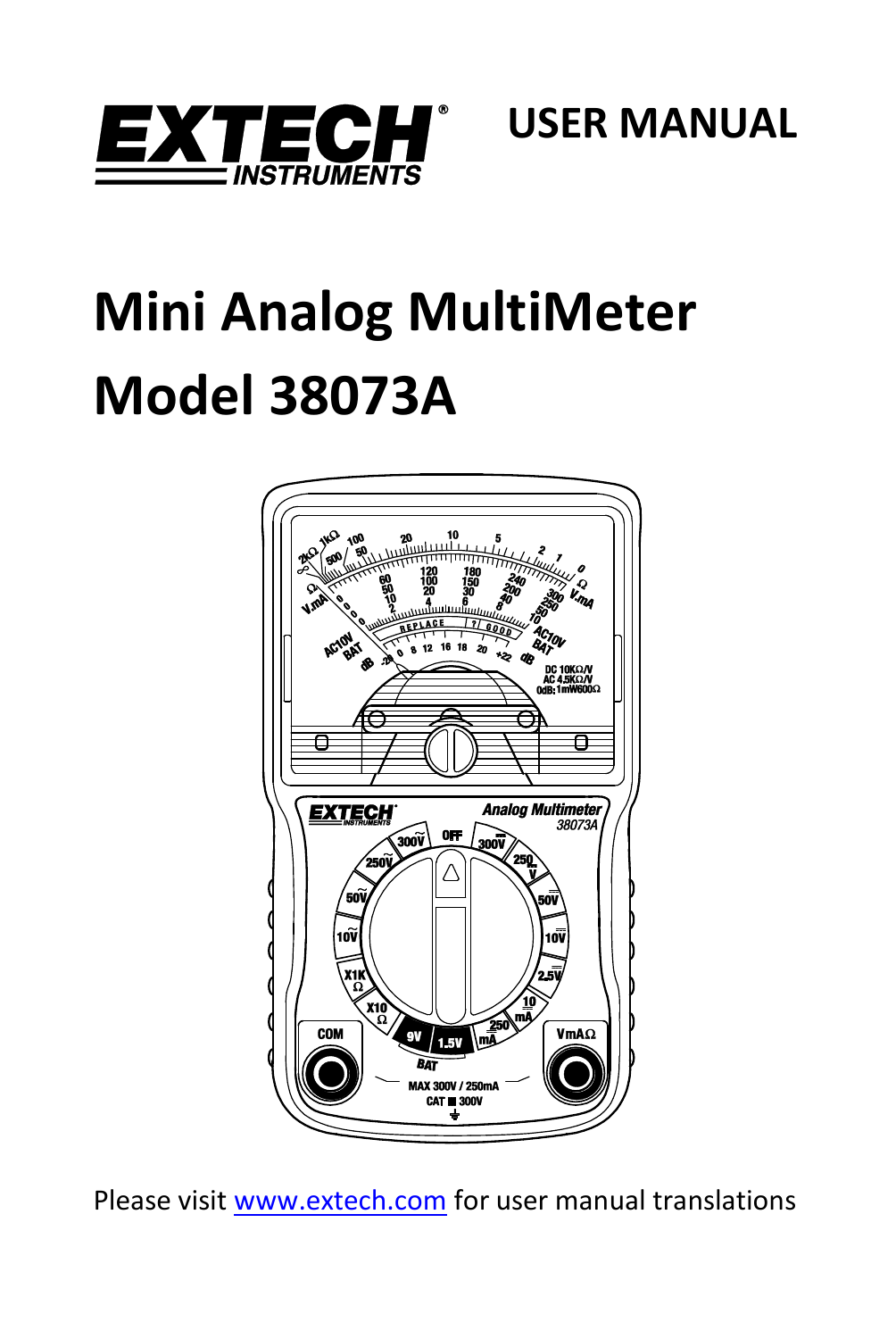EXTECH INSTRUMENTS

# USER MANUAL

# Mini Analog MultiMeter

# Model 38073A

Please visit www.extech.com for user manual translations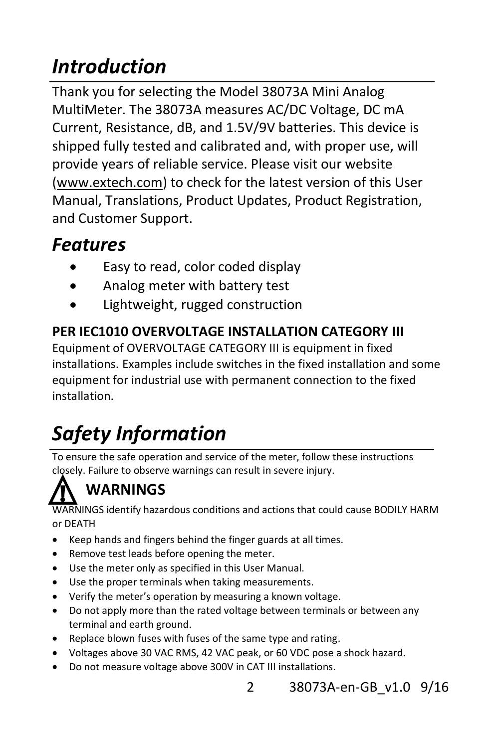# *Introduction*

Thank you for selecting the Model 38073A Mini Analog MultiMeter. The 38073A measures AC/DC Voltage, DC mA Current, Resistance, dB, and 1.5V/9V batteries. This device is shipped fully tested and calibrated and, with proper use, will provide years of reliable service. Please visit our website (www.extech.com) to check for the latest version of this User Manual, Translations, Product Updates, Product Registration, and Customer Support.

## *Features*

- Easy to read, color coded display
- Analog meter with battery test
- Lightweight, rugged construction

**PER IEC1010 OVERVOLTAGE INSTALLATION CATEGORY III**

Equipment of OVERVOLTAGE CATEGORY III is equipment in fixed installations. Examples include switches in the fixed installation and some equipment for industrial use with permanent connection to the fixed installation.

# *Safety Information*

To ensure the safe operation and service of the meter, follow these instructions closely. Failure to observe warnings can result in severe injury.

## ⚠ WARNINGS

WARNINGS identify hazardous conditions and actions that could cause BODILY HARM or DEATH

- Keep hands and fingers behind the finger guards at all times.
- Remove test leads before opening the meter.
- Use the meter only as specified in this User Manual.
- Use the proper terminals when taking measurements.
- Verify the meter's operation by measuring a known voltage.
- Do not apply more than the rated voltage between terminals or between any terminal and earth ground.
- Replace blown fuses with fuses of the same type and rating.
- Voltages above 30 VAC RMS, 42 VAC peak, or 60 VDC pose a shock hazard.
- Do not measure voltage above 300V in CAT III installations.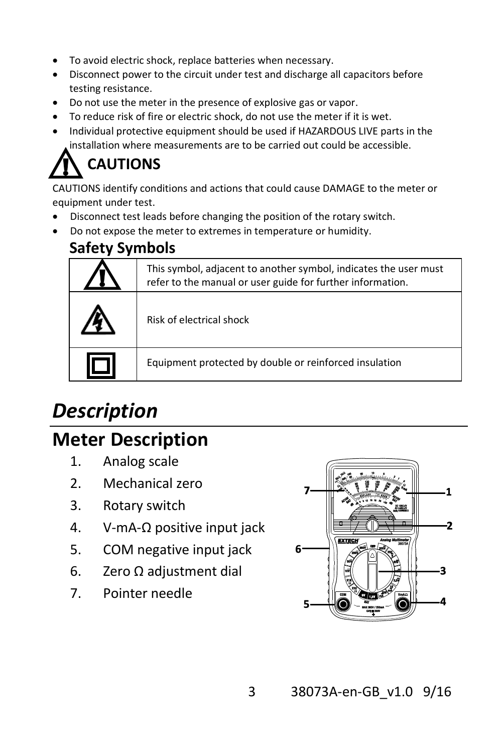- To avoid electric shock, replace batteries when necessary.
- Disconnect power to the circuit under test and discharge all capacitors before testing resistance.
- Do not use the meter in the presence of explosive gas or vapor.
- To reduce risk of fire or electric shock, do not use the meter if it is wet.
- Individual protective equipment should be used if HAZARDOUS LIVE parts in the installation where measurements are to be carried out could be accessible.

## CAUTIONS

CAUTIONS identify conditions and actions that could cause DAMAGE to the meter or equipment under test.

- Disconnect test leads before changing the position of the rotary switch.
- Do not expose the meter to extremes in temperature or humidity.

### Safety Symbols

| Symbol | Description |
|---|---|
| ⚠ | This symbol, adjacent to another symbol, indicates the user must refer to the manual or user guide for further information. |
| ⚡ | Risk of electrical shock |
| ▣ | Equipment protected by double or reinforced insulation |

# *Description*

## Meter Description

1. Analog scale
2. Mechanical zero
3. Rotary switch
4. V-mA-Ω positive input jack
5. COM negative input jack
6. Zero Ω adjustment dial
7. Pointer needle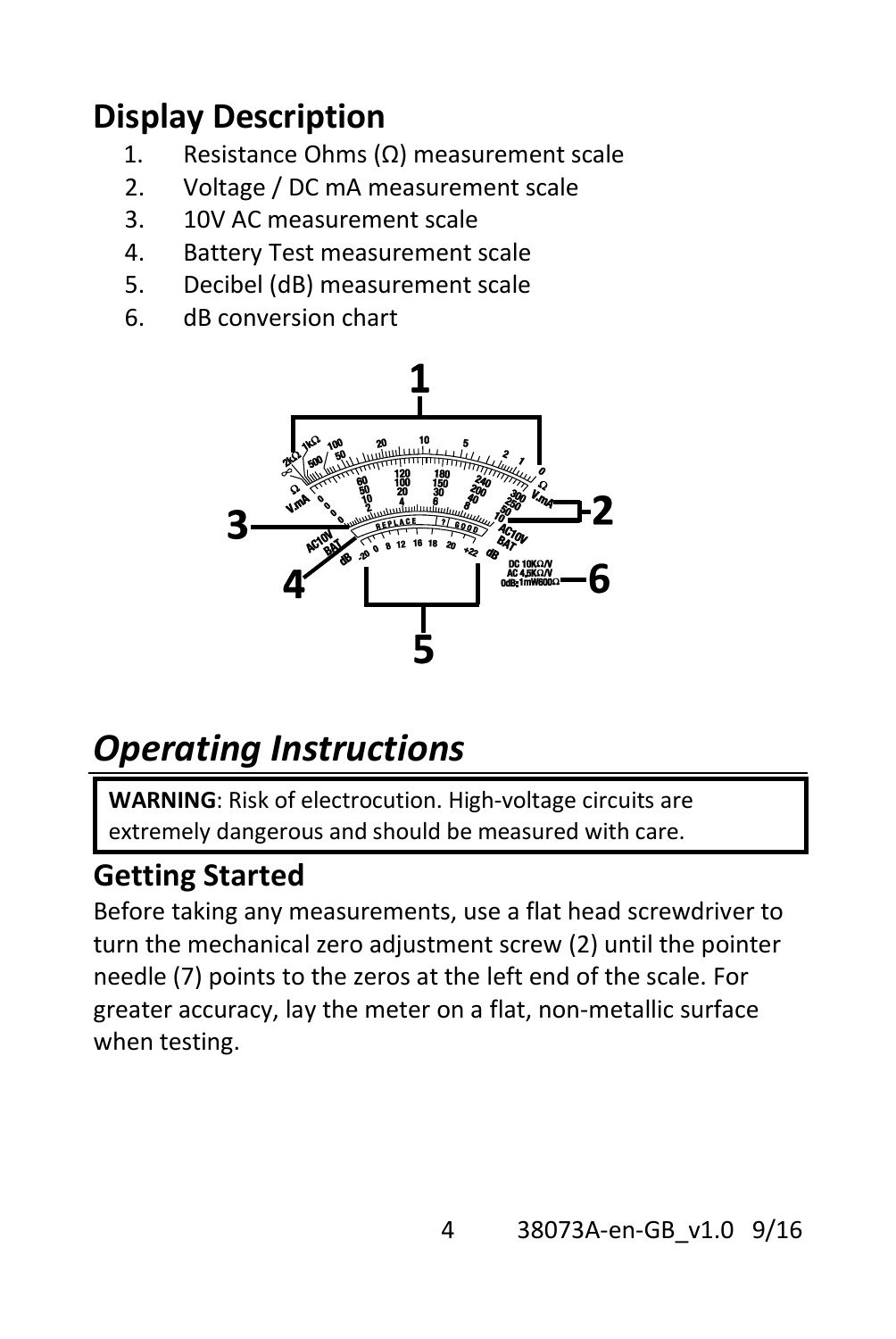## Display Description

1. Resistance Ohms (Ω) measurement scale
2. Voltage / DC mA measurement scale
3. 10V AC measurement scale
4. Battery Test measurement scale
5. Decibel (dB) measurement scale
6. dB conversion chart

# *Operating Instructions*

**WARNING**: Risk of electrocution. High-voltage circuits are extremely dangerous and should be measured with care.

## Getting Started

Before taking any measurements, use a flat head screwdriver to turn the mechanical zero adjustment screw (2) until the pointer needle (7) points to the zeros at the left end of the scale. For greater accuracy, lay the meter on a flat, non-metallic surface when testing.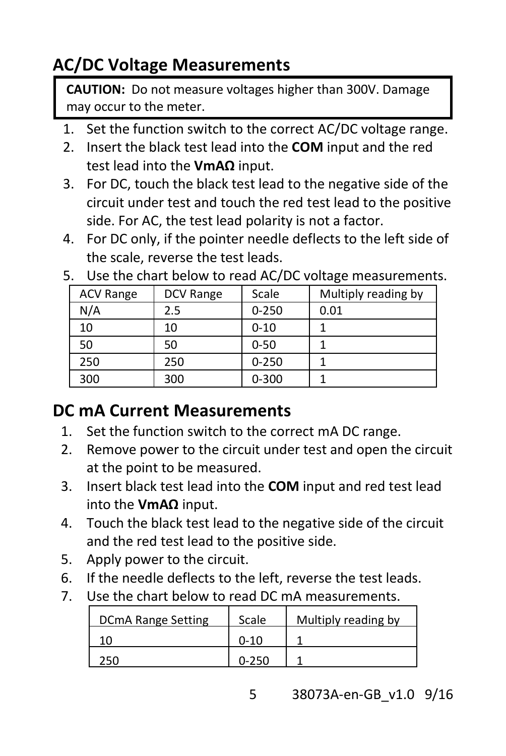## AC/DC Voltage Measurements

> **CAUTION:** Do not measure voltages higher than 300V. Damage may occur to the meter.

1. Set the function switch to the correct AC/DC voltage range.
2. Insert the black test lead into the **COM** input and the red test lead into the **VmAΩ** input.
3. For DC, touch the black test lead to the negative side of the circuit under test and touch the red test lead to the positive side. For AC, the test lead polarity is not a factor.
4. For DC only, if the pointer needle deflects to the left side of the scale, reverse the test leads.
5. Use the chart below to read AC/DC voltage measurements.

| ACV Range | DCV Range | Scale | Multiply reading by |
|---|---|---|---|
| N/A | 2.5 | 0-250 | 0.01 |
| 10 | 10 | 0-10 | 1 |
| 50 | 50 | 0-50 | 1 |
| 250 | 250 | 0-250 | 1 |
| 300 | 300 | 0-300 | 1 |

## DC mA Current Measurements

1. Set the function switch to the correct mA DC range.
2. Remove power to the circuit under test and open the circuit at the point to be measured.
3. Insert black test lead into the **COM** input and red test lead into the **VmAΩ** input.
4. Touch the black test lead to the negative side of the circuit and the red test lead to the positive side.
5. Apply power to the circuit.
6. If the needle deflects to the left, reverse the test leads.
7. Use the chart below to read DC mA measurements.

| DCmA Range Setting | Scale | Multiply reading by |
|---|---|---|
| 10 | 0-10 | 1 |
| 250 | 0-250 | 1 |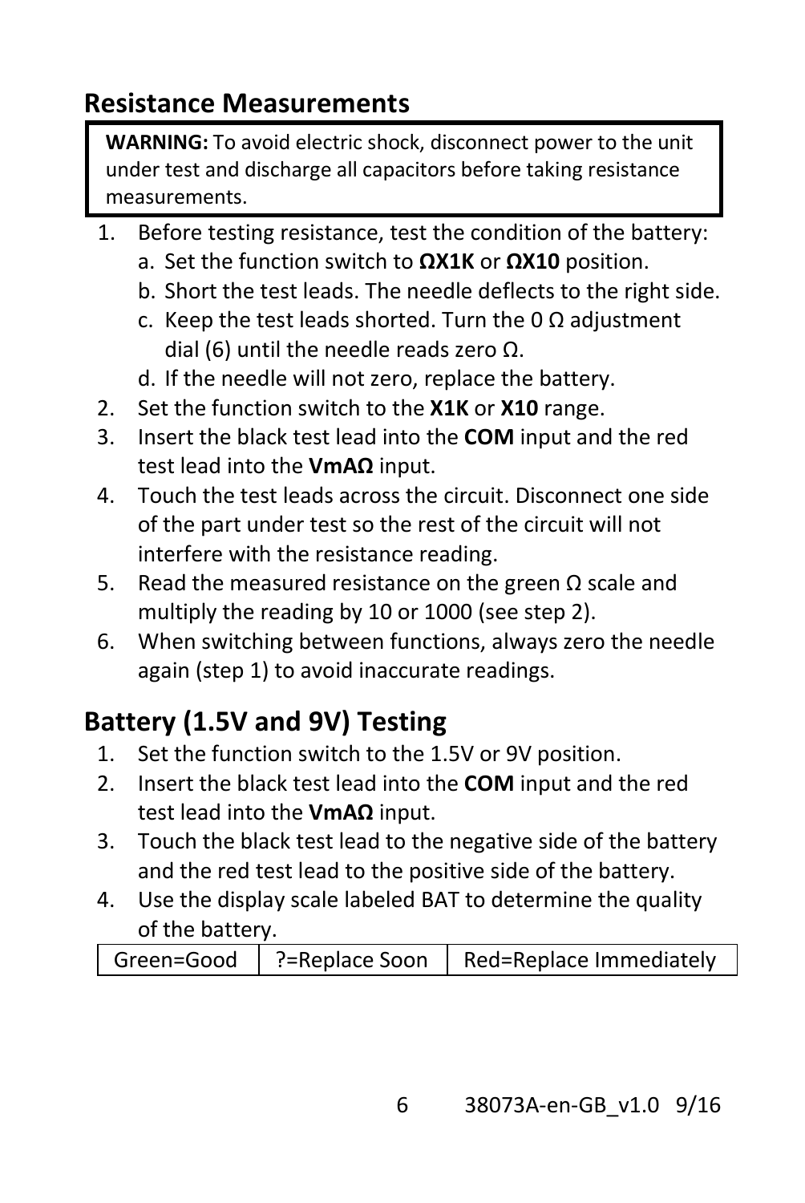## Resistance Measurements

> **WARNING:** To avoid electric shock, disconnect power to the unit under test and discharge all capacitors before taking resistance measurements.

1. Before testing resistance, test the condition of the battery:
   a. Set the function switch to **ΩX1K** or **ΩX10** position.
   b. Short the test leads. The needle deflects to the right side.
   c. Keep the test leads shorted. Turn the 0 Ω adjustment dial (6) until the needle reads zero Ω.
   d. If the needle will not zero, replace the battery.
2. Set the function switch to the **X1K** or **X10** range.
3. Insert the black test lead into the **COM** input and the red test lead into the **VmAΩ** input.
4. Touch the test leads across the circuit. Disconnect one side of the part under test so the rest of the circuit will not interfere with the resistance reading.
5. Read the measured resistance on the green Ω scale and multiply the reading by 10 or 1000 (see step 2).
6. When switching between functions, always zero the needle again (step 1) to avoid inaccurate readings.

## Battery (1.5V and 9V) Testing

1. Set the function switch to the 1.5V or 9V position.
2. Insert the black test lead into the **COM** input and the red test lead into the **VmAΩ** input.
3. Touch the black test lead to the negative side of the battery and the red test lead to the positive side of the battery.
4. Use the display scale labeled BAT to determine the quality of the battery.

| Green=Good | ?=Replace Soon | Red=Replace Immediately |
|---|---|---|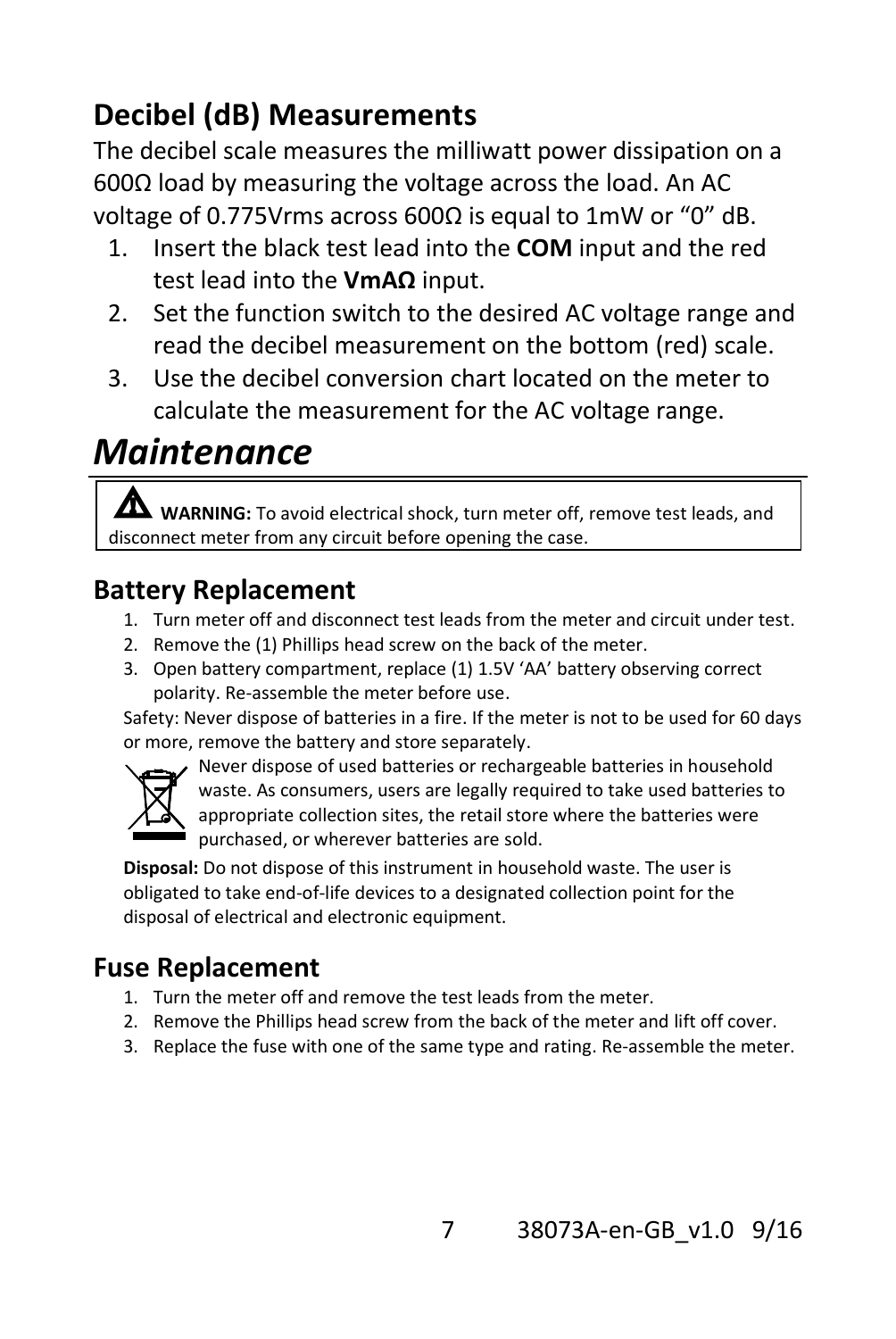## Decibel (dB) Measurements

The decibel scale measures the milliwatt power dissipation on a 600Ω load by measuring the voltage across the load. An AC voltage of 0.775Vrms across 600Ω is equal to 1mW or "0" dB.

1. Insert the black test lead into the **COM** input and the red test lead into the **VmAΩ** input.
2. Set the function switch to the desired AC voltage range and read the decibel measurement on the bottom (red) scale.
3. Use the decibel conversion chart located on the meter to calculate the measurement for the AC voltage range.

# *Maintenance*

> ⚠ **WARNING:** To avoid electrical shock, turn meter off, remove test leads, and disconnect meter from any circuit before opening the case.

## Battery Replacement

1. Turn meter off and disconnect test leads from the meter and circuit under test.
2. Remove the (1) Phillips head screw on the back of the meter.
3. Open battery compartment, replace (1) 1.5V 'AA' battery observing correct polarity. Re-assemble the meter before use.

Safety: Never dispose of batteries in a fire. If the meter is not to be used for 60 days or more, remove the battery and store separately.

Never dispose of used batteries or rechargeable batteries in household waste. As consumers, users are legally required to take used batteries to appropriate collection sites, the retail store where the batteries were purchased, or wherever batteries are sold.

**Disposal:** Do not dispose of this instrument in household waste. The user is obligated to take end-of-life devices to a designated collection point for the disposal of electrical and electronic equipment.

## Fuse Replacement

1. Turn the meter off and remove the test leads from the meter.
2. Remove the Phillips head screw from the back of the meter and lift off cover.
3. Replace the fuse with one of the same type and rating. Re-assemble the meter.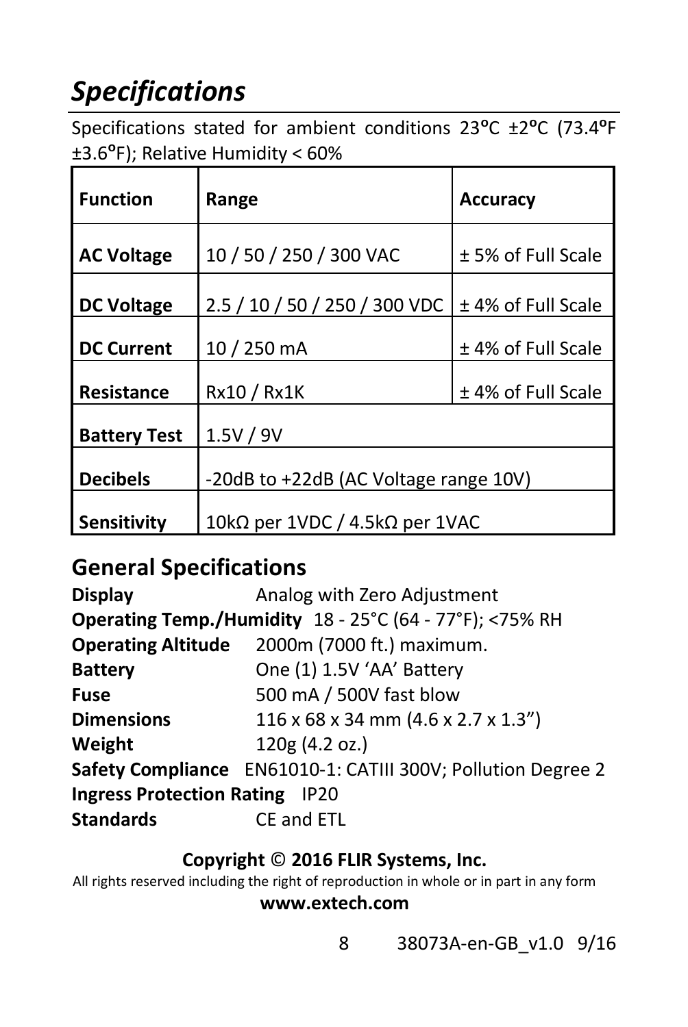# *Specifications*

Specifications stated for ambient conditions 23ºC ±2ºC (73.4ºF ±3.6ºF); Relative Humidity < 60%

| **Function** | **Range** | **Accuracy** |
|---|---|---|
| **AC Voltage** | 10 / 50 / 250 / 300 VAC | ± 5% of Full Scale |
| **DC Voltage** | 2.5 / 10 / 50 / 250 / 300 VDC | ± 4% of Full Scale |
| **DC Current** | 10 / 250 mA | ± 4% of Full Scale |
| **Resistance** | Rx10 / Rx1K | ± 4% of Full Scale |
| **Battery Test** | 1.5V / 9V | |
| **Decibels** | -20dB to +22dB (AC Voltage range 10V) | |
| **Sensitivity** | 10kΩ per 1VDC / 4.5kΩ per 1VAC | |

## General Specifications

**Display** Analog with Zero Adjustment
**Operating Temp./Humidity** 18 - 25°C (64 - 77°F); <75% RH
**Operating Altitude** 2000m (7000 ft.) maximum.
**Battery** One (1) 1.5V 'AA' Battery
**Fuse** 500 mA / 500V fast blow
**Dimensions** 116 x 68 x 34 mm (4.6 x 2.7 x 1.3")
**Weight** 120g (4.2 oz.)
**Safety Compliance** EN61010-1: CATIII 300V; Pollution Degree 2
**Ingress Protection Rating** IP20
**Standards** CE and ETL

**Copyright © 2016 FLIR Systems, Inc.**

All rights reserved including the right of reproduction in whole or in part in any form

**www.extech.com**

38073A-en-GB_v1.0 9/16